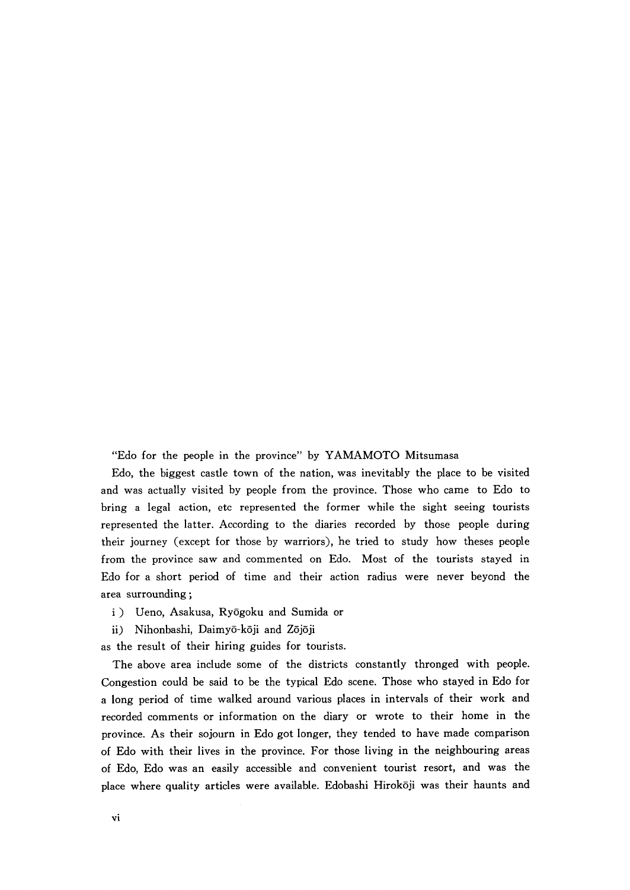"Edo for the people in the province" by YAMAMOTO Mitsumasa

Edo, the biggest castle town of the nation, was inevitably the place to be visited and was actually visited by people from the province. Those who came to Edo to bring a legal action, etc represented the former while the sight seeing tourists represented the latter. According to the diaries recorded by those people during their journey (except for those by warriors), he tried to study how theses people from the province saw and commented on Edo. Most of the tourists stayed in Edo for a short period of time and their action radius were never beyond the area surrounding;

i ) Ueno, Asakusa, Ryōgoku and Sumida or

ii) Nihonbashi, Daimyō-kōji and Zōjōji

as the result of their hiring guides for tourists.

The above area include some of the districts constantly thronged with people. Congestion could be said to be the typical Edo scene. Those who stayed in Edo for a long period of time walked around various places in intervals of their work and recorded comments or information on the diary or wrote to their home in the province. As their sojourn in Edo got longer, they tended to have made comparison of Edo with their lives in the province. For those living in the neighbouring areas of Edo, Edo was an easily accessible and convenient tourist resort, and was the place where quality articles were available. Edobashi Hirokōji was their haunts and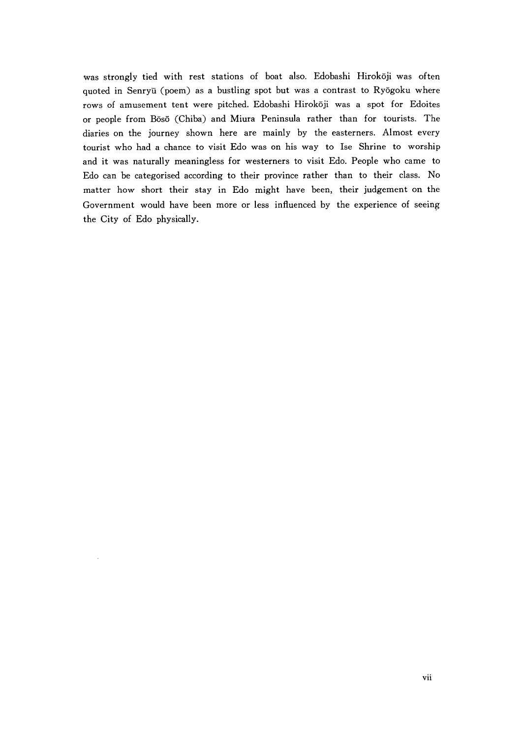was strongly tied with rest stations of boat also. Edobashi Hirokōji was often quoted in Senryū (poem) as a bustling spot but was a contrast to Ryōgoku where rows of amusement tent were pitched. Edobashi Hirokōji was a spot for Edoites or people from Bōsō (Chiba) and Miura Peninsula rather than for tourists. The diaries on the journey shown here are mainly by the easterners. Almost every tourist who had a chance to visit Edo was on his way to Ise Shrine to worship and it was naturally meaningless for westerners to visit Edo. People who came to Edo can be categorised according to their province rather than to their class. No matter how short their stay in Edo might have been, their judgement on the Government would have been more or less influenced by the experience of seeing the City of Edo physically.